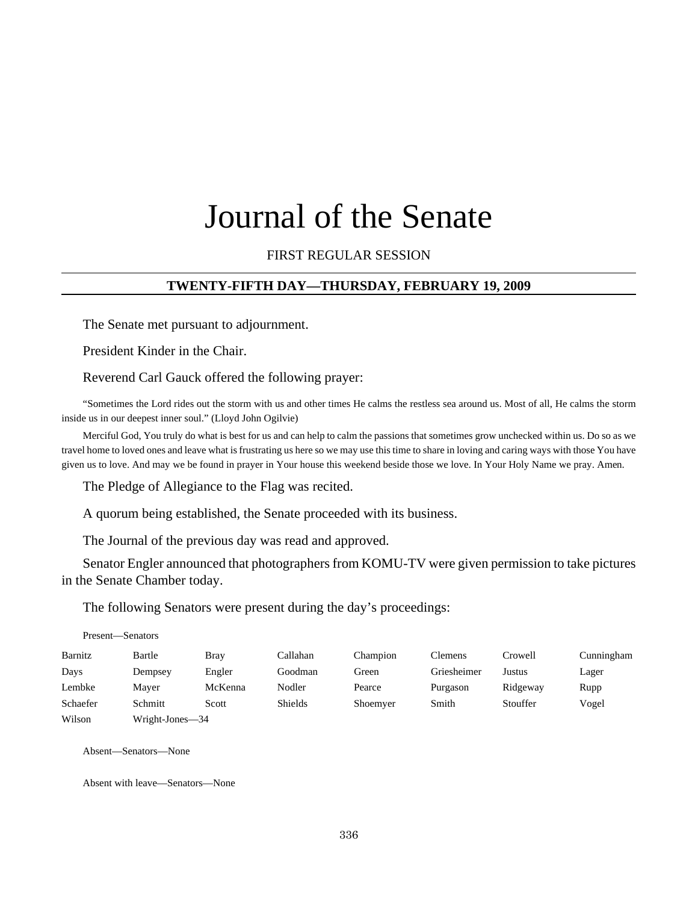# Journal of the Senate

FIRST REGULAR SESSION

## TWENTY-FIFTH DAY—THURSDAY, FEBRUARY 19, 2009

The Senate met pursuant to adjournment.

President Kinder in the Chair.

Reverend Carl Gauck offered the following prayer:

"Sometimes the Lord rides out the storm with us and other times He calms the restless sea around us. Most of all, He calms the storm inside us in our deepest inner soul." (Lloyd John Ogilvie)

Merciful God, You truly do what is best for us and can help to calm the passions that sometimes grow unchecked within us. Do so as we travel home to loved ones and leave what is frustrating us here so we may use this time to share in loving and caring ways with those You have given us to love. And may we be found in prayer in Your house this weekend beside those we love. In Your Holy Name we pray. Amen.

The Pledge of Allegiance to the Flag was recited.

A quorum being established, the Senate proceeded with its business.

The Journal of the previous day was read and approved.

Senator Engler announced that photographers from KOMU-TV were given permission to take pictures in the Senate Chamber today.

The following Senators were present during the day's proceedings:

Present—Senators

| | | | | | | | |
|---|---|---|---|---|---|---|---|
| Barnitz | Bartle | Bray | Callahan | Champion | Clemens | Crowell | Cunningham |
| Days | Dempsey | Engler | Goodman | Green | Griesheimer | Justus | Lager |
| Lembke | Mayer | McKenna | Nodler | Pearce | Purgason | Ridgeway | Rupp |
| Schaefer | Schmitt | Scott | Shields | Shoemyer | Smith | Stouffer | Vogel |
| Wilson | Wright-Jones—34 | | | | | | |

Absent—Senators—None

Absent with leave—Senators—None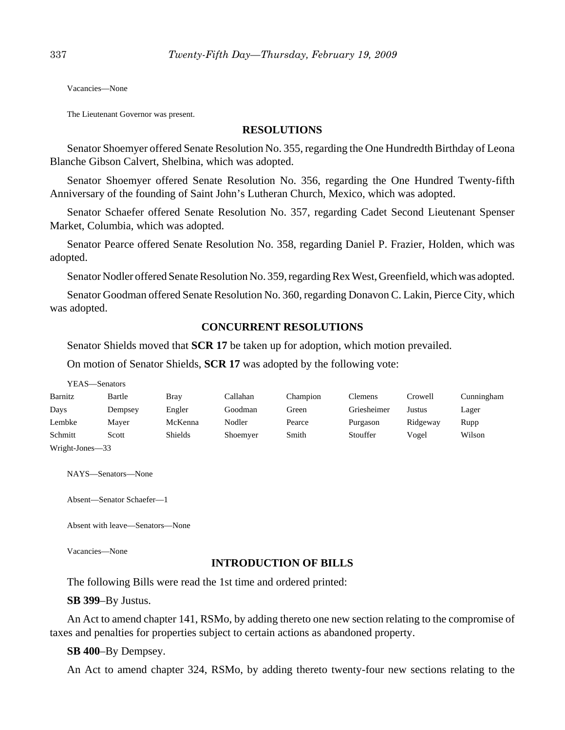Vacancies—None

The Lieutenant Governor was present.

## RESOLUTIONS

Senator Shoemyer offered Senate Resolution No. 355, regarding the One Hundredth Birthday of Leona Blanche Gibson Calvert, Shelbina, which was adopted.

Senator Shoemyer offered Senate Resolution No. 356, regarding the One Hundred Twenty-fifth Anniversary of the founding of Saint John's Lutheran Church, Mexico, which was adopted.

Senator Schaefer offered Senate Resolution No. 357, regarding Cadet Second Lieutenant Spenser Market, Columbia, which was adopted.

Senator Pearce offered Senate Resolution No. 358, regarding Daniel P. Frazier, Holden, which was adopted.

Senator Nodler offered Senate Resolution No. 359, regarding Rex West, Greenfield, which was adopted.

Senator Goodman offered Senate Resolution No. 360, regarding Donavon C. Lakin, Pierce City, which was adopted.

## CONCURRENT RESOLUTIONS

Senator Shields moved that **SCR 17** be taken up for adoption, which motion prevailed.

On motion of Senator Shields, **SCR 17** was adopted by the following vote:

YEAS—Senators

| | | | | | | | |
|---|---|---|---|---|---|---|---|
| Barnitz | Bartle | Bray | Callahan | Champion | Clemens | Crowell | Cunningham |
| Days | Dempsey | Engler | Goodman | Green | Griesheimer | Justus | Lager |
| Lembke | Mayer | McKenna | Nodler | Pearce | Purgason | Ridgeway | Rupp |
| Schmitt | Scott | Shields | Shoemyer | Smith | Stouffer | Vogel | Wilson |
| Wright-Jones—33 | | | | | | | |

NAYS—Senators—None

Absent—Senator Schaefer—1

Absent with leave—Senators—None

Vacancies—None

## INTRODUCTION OF BILLS

The following Bills were read the 1st time and ordered printed:

**SB 399**–By Justus.

An Act to amend chapter 141, RSMo, by adding thereto one new section relating to the compromise of taxes and penalties for properties subject to certain actions as abandoned property.

**SB 400**–By Dempsey.

An Act to amend chapter 324, RSMo, by adding thereto twenty-four new sections relating to the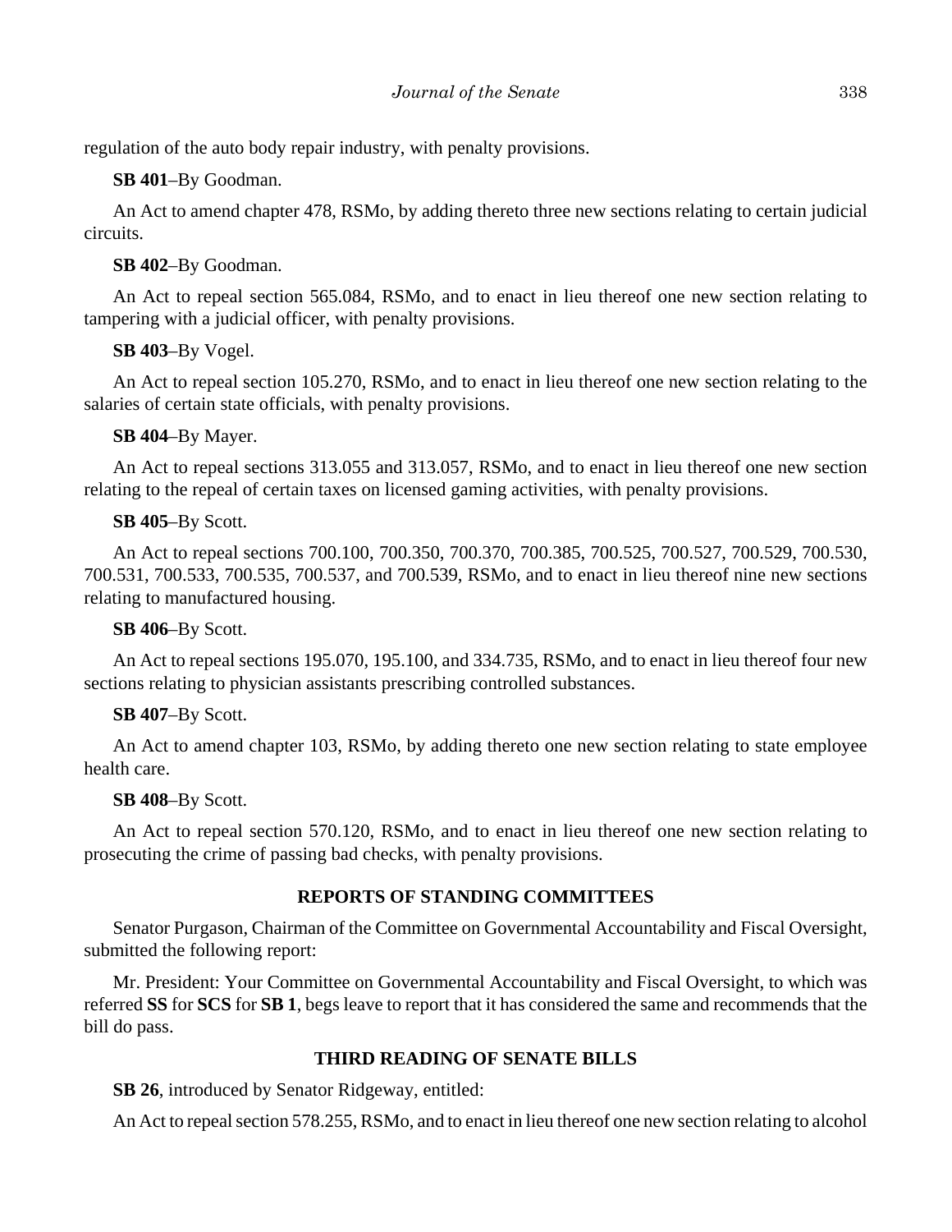regulation of the auto body repair industry, with penalty provisions.

**SB 401**–By Goodman.

An Act to amend chapter 478, RSMo, by adding thereto three new sections relating to certain judicial circuits.

**SB 402**–By Goodman.

An Act to repeal section 565.084, RSMo, and to enact in lieu thereof one new section relating to tampering with a judicial officer, with penalty provisions.

**SB 403**–By Vogel.

An Act to repeal section 105.270, RSMo, and to enact in lieu thereof one new section relating to the salaries of certain state officials, with penalty provisions.

**SB 404**–By Mayer.

An Act to repeal sections 313.055 and 313.057, RSMo, and to enact in lieu thereof one new section relating to the repeal of certain taxes on licensed gaming activities, with penalty provisions.

**SB 405**–By Scott.

An Act to repeal sections 700.100, 700.350, 700.370, 700.385, 700.525, 700.527, 700.529, 700.530, 700.531, 700.533, 700.535, 700.537, and 700.539, RSMo, and to enact in lieu thereof nine new sections relating to manufactured housing.

**SB 406**–By Scott.

An Act to repeal sections 195.070, 195.100, and 334.735, RSMo, and to enact in lieu thereof four new sections relating to physician assistants prescribing controlled substances.

**SB 407**–By Scott.

An Act to amend chapter 103, RSMo, by adding thereto one new section relating to state employee health care.

**SB 408**–By Scott.

An Act to repeal section 570.120, RSMo, and to enact in lieu thereof one new section relating to prosecuting the crime of passing bad checks, with penalty provisions.

## REPORTS OF STANDING COMMITTEES

Senator Purgason, Chairman of the Committee on Governmental Accountability and Fiscal Oversight, submitted the following report:

Mr. President: Your Committee on Governmental Accountability and Fiscal Oversight, to which was referred **SS** for **SCS** for **SB 1**, begs leave to report that it has considered the same and recommends that the bill do pass.

## THIRD READING OF SENATE BILLS

**SB 26**, introduced by Senator Ridgeway, entitled:

An Act to repeal section 578.255, RSMo, and to enact in lieu thereof one new section relating to alcohol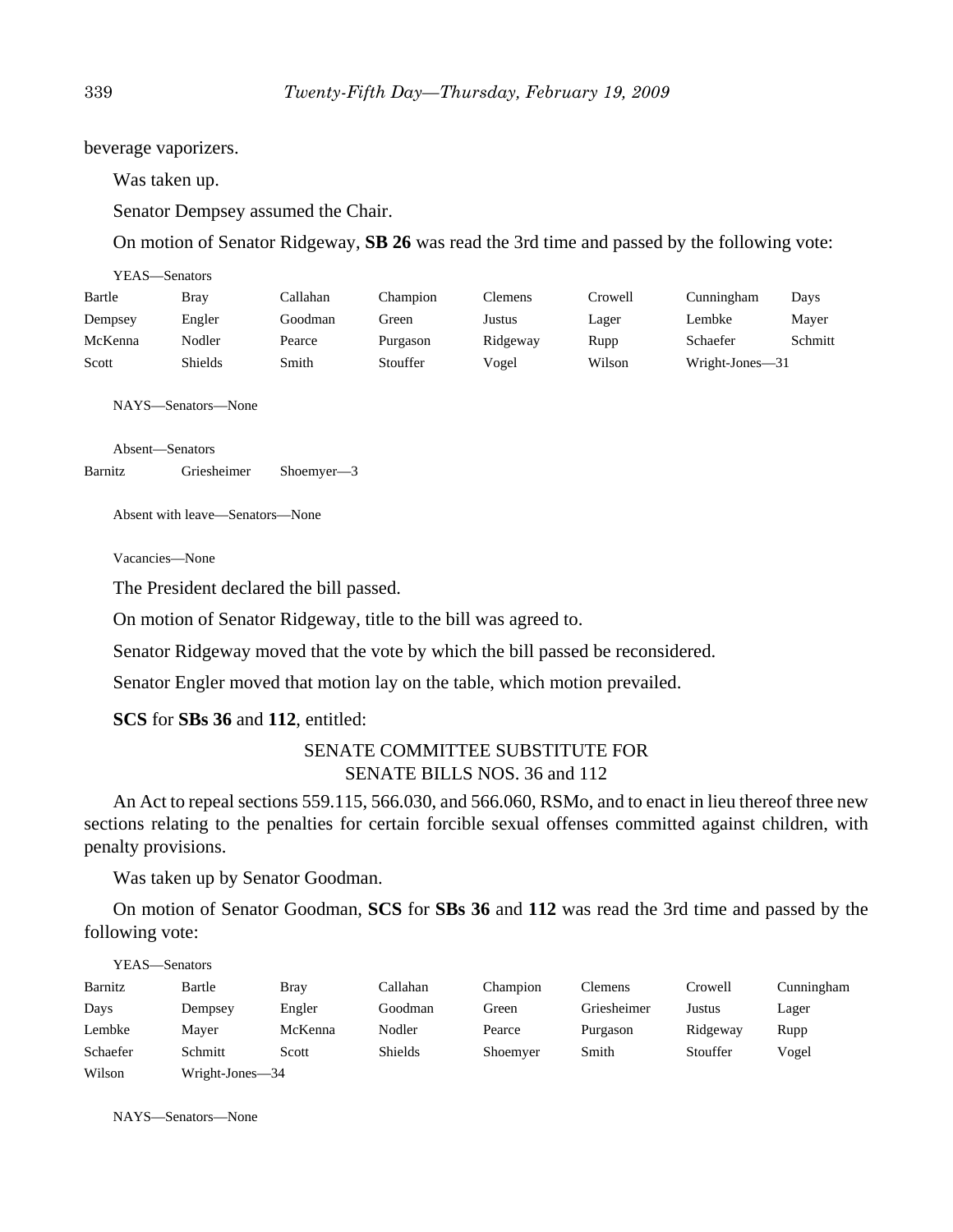beverage vaporizers.

Was taken up.

Senator Dempsey assumed the Chair.

On motion of Senator Ridgeway, **SB 26** was read the 3rd time and passed by the following vote:

YEAS—Senators

| | | | | | | | |
|---|---|---|---|---|---|---|---|
| Bartle | Bray | Callahan | Champion | Clemens | Crowell | Cunningham | Days |
| Dempsey | Engler | Goodman | Green | Justus | Lager | Lembke | Mayer |
| McKenna | Nodler | Pearce | Purgason | Ridgeway | Rupp | Schaefer | Schmitt |
| Scott | Shields | Smith | Stouffer | Vogel | Wilson | Wright-Jones—31 | |

NAYS—Senators—None

Absent—Senators

| | | |
|---|---|---|
| Barnitz | Griesheimer | Shoemyer—3 |

Absent with leave—Senators—None

Vacancies—None

The President declared the bill passed.

On motion of Senator Ridgeway, title to the bill was agreed to.

Senator Ridgeway moved that the vote by which the bill passed be reconsidered.

Senator Engler moved that motion lay on the table, which motion prevailed.

**SCS** for **SBs 36** and **112**, entitled:

SENATE COMMITTEE SUBSTITUTE FOR
SENATE BILLS NOS. 36 and 112

An Act to repeal sections 559.115, 566.030, and 566.060, RSMo, and to enact in lieu thereof three new sections relating to the penalties for certain forcible sexual offenses committed against children, with penalty provisions.

Was taken up by Senator Goodman.

On motion of Senator Goodman, **SCS** for **SBs 36** and **112** was read the 3rd time and passed by the following vote:

YEAS—Senators

| | | | | | | | |
|---|---|---|---|---|---|---|---|
| Barnitz | Bartle | Bray | Callahan | Champion | Clemens | Crowell | Cunningham |
| Days | Dempsey | Engler | Goodman | Green | Griesheimer | Justus | Lager |
| Lembke | Mayer | McKenna | Nodler | Pearce | Purgason | Ridgeway | Rupp |
| Schaefer | Schmitt | Scott | Shields | Shoemyer | Smith | Stouffer | Vogel |
| Wilson | Wright-Jones—34 | | | | | | |

NAYS—Senators—None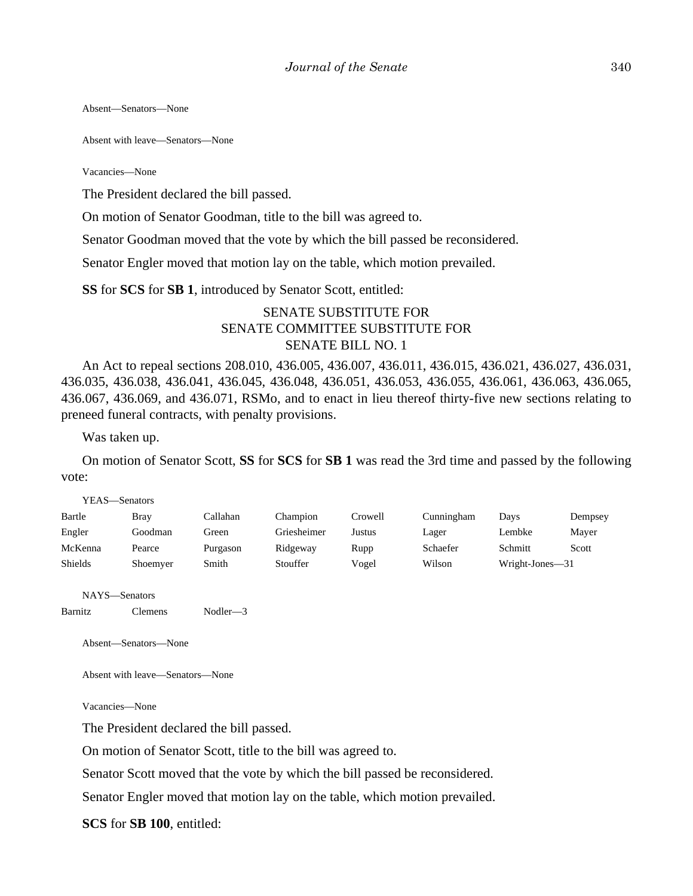Absent—Senators—None

Absent with leave—Senators—None

Vacancies—None

The President declared the bill passed.

On motion of Senator Goodman, title to the bill was agreed to.

Senator Goodman moved that the vote by which the bill passed be reconsidered.

Senator Engler moved that motion lay on the table, which motion prevailed.

**SS** for **SCS** for **SB 1**, introduced by Senator Scott, entitled:

SENATE SUBSTITUTE FOR
SENATE COMMITTEE SUBSTITUTE FOR
SENATE BILL NO. 1

An Act to repeal sections 208.010, 436.005, 436.007, 436.011, 436.015, 436.021, 436.027, 436.031, 436.035, 436.038, 436.041, 436.045, 436.048, 436.051, 436.053, 436.055, 436.061, 436.063, 436.065, 436.067, 436.069, and 436.071, RSMo, and to enact in lieu thereof thirty-five new sections relating to preneed funeral contracts, with penalty provisions.

Was taken up.

On motion of Senator Scott, **SS** for **SCS** for **SB 1** was read the 3rd time and passed by the following vote:

YEAS—Senators

| | | | | | | | |
|---|---|---|---|---|---|---|---|
| Bartle | Bray | Callahan | Champion | Crowell | Cunningham | Days | Dempsey |
| Engler | Goodman | Green | Griesheimer | Justus | Lager | Lembke | Mayer |
| McKenna | Pearce | Purgason | Ridgeway | Rupp | Schaefer | Schmitt | Scott |
| Shields | Shoemyer | Smith | Stouffer | Vogel | Wilson | Wright-Jones—31 | |

NAYS—Senators

| | | |
|---|---|---|
| Barnitz | Clemens | Nodler—3 |

Absent—Senators—None

Absent with leave—Senators—None

Vacancies—None

The President declared the bill passed.

On motion of Senator Scott, title to the bill was agreed to.

Senator Scott moved that the vote by which the bill passed be reconsidered.

Senator Engler moved that motion lay on the table, which motion prevailed.

**SCS** for **SB 100**, entitled: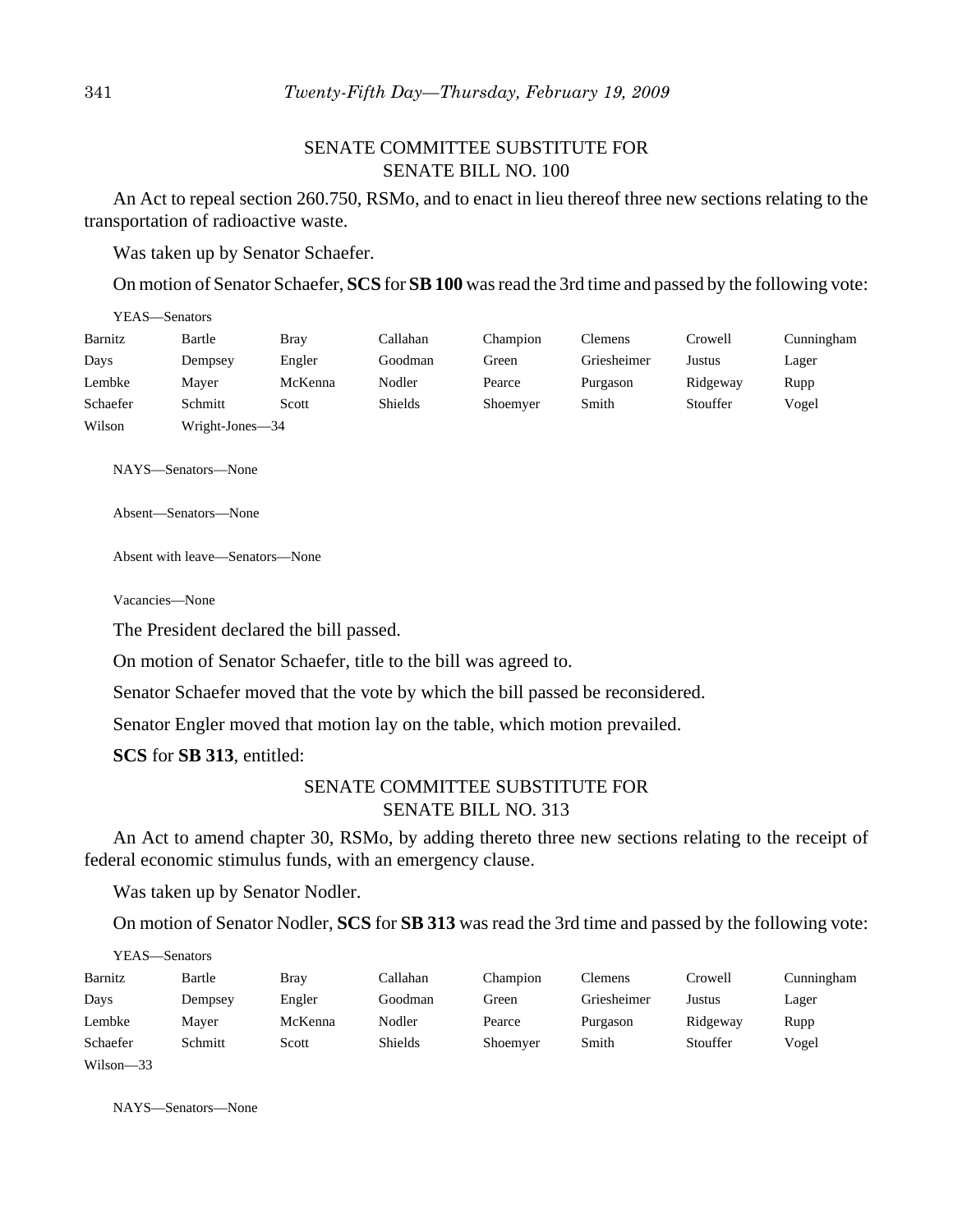SENATE COMMITTEE SUBSTITUTE FOR
SENATE BILL NO. 100

An Act to repeal section 260.750, RSMo, and to enact in lieu thereof three new sections relating to the transportation of radioactive waste.

Was taken up by Senator Schaefer.

On motion of Senator Schaefer, **SCS** for **SB 100** was read the 3rd time and passed by the following vote:

YEAS—Senators

| | | | | | | | |
|---|---|---|---|---|---|---|---|
| Barnitz | Bartle | Bray | Callahan | Champion | Clemens | Crowell | Cunningham |
| Days | Dempsey | Engler | Goodman | Green | Griesheimer | Justus | Lager |
| Lembke | Mayer | McKenna | Nodler | Pearce | Purgason | Ridgeway | Rupp |
| Schaefer | Schmitt | Scott | Shields | Shoemyer | Smith | Stouffer | Vogel |
| Wilson | Wright-Jones—34 | | | | | | |

NAYS—Senators—None

Absent—Senators—None

Absent with leave—Senators—None

Vacancies—None

The President declared the bill passed.

On motion of Senator Schaefer, title to the bill was agreed to.

Senator Schaefer moved that the vote by which the bill passed be reconsidered.

Senator Engler moved that motion lay on the table, which motion prevailed.

**SCS** for **SB 313**, entitled:

SENATE COMMITTEE SUBSTITUTE FOR
SENATE BILL NO. 313

An Act to amend chapter 30, RSMo, by adding thereto three new sections relating to the receipt of federal economic stimulus funds, with an emergency clause.

Was taken up by Senator Nodler.

On motion of Senator Nodler, **SCS** for **SB 313** was read the 3rd time and passed by the following vote:

YEAS—Senators

| | | | | | | | |
|---|---|---|---|---|---|---|---|
| Barnitz | Bartle | Bray | Callahan | Champion | Clemens | Crowell | Cunningham |
| Days | Dempsey | Engler | Goodman | Green | Griesheimer | Justus | Lager |
| Lembke | Mayer | McKenna | Nodler | Pearce | Purgason | Ridgeway | Rupp |
| Schaefer | Schmitt | Scott | Shields | Shoemyer | Smith | Stouffer | Vogel |
| Wilson—33 | | | | | | | |

NAYS—Senators—None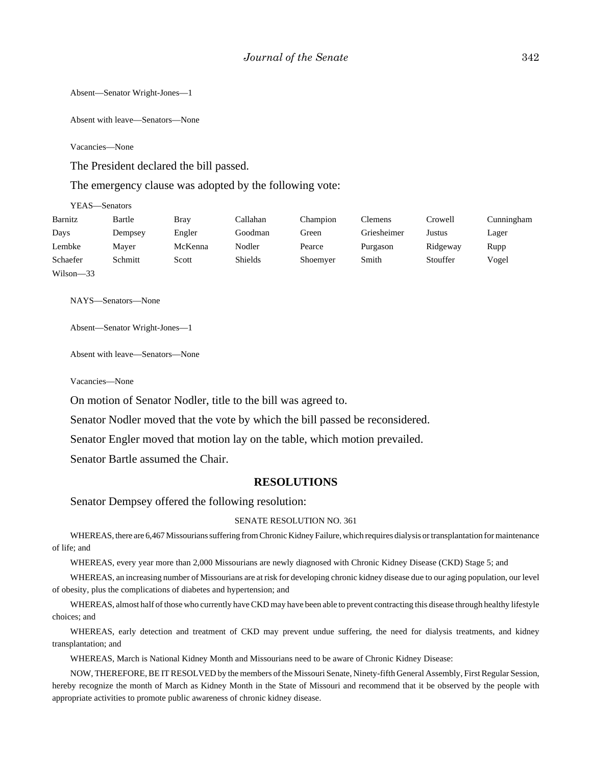Absent—Senator Wright-Jones—1

Absent with leave—Senators—None

Vacancies—None

The President declared the bill passed.

The emergency clause was adopted by the following vote:

YEAS—Senators

| | | | | | | | |
|---|---|---|---|---|---|---|---|
| Barnitz | Bartle | Bray | Callahan | Champion | Clemens | Crowell | Cunningham |
| Days | Dempsey | Engler | Goodman | Green | Griesheimer | Justus | Lager |
| Lembke | Mayer | McKenna | Nodler | Pearce | Purgason | Ridgeway | Rupp |
| Schaefer | Schmitt | Scott | Shields | Shoemyer | Smith | Stouffer | Vogel |
| Wilson—33 | | | | | | | |

NAYS—Senators—None

Absent—Senator Wright-Jones—1

Absent with leave—Senators—None

Vacancies—None

On motion of Senator Nodler, title to the bill was agreed to.

Senator Nodler moved that the vote by which the bill passed be reconsidered.

Senator Engler moved that motion lay on the table, which motion prevailed.

Senator Bartle assumed the Chair.

## RESOLUTIONS

Senator Dempsey offered the following resolution:

SENATE RESOLUTION NO. 361

WHEREAS, there are 6,467 Missourians suffering from Chronic Kidney Failure, which requires dialysis or transplantation for maintenance of life; and

WHEREAS, every year more than 2,000 Missourians are newly diagnosed with Chronic Kidney Disease (CKD) Stage 5; and

WHEREAS, an increasing number of Missourians are at risk for developing chronic kidney disease due to our aging population, our level of obesity, plus the complications of diabetes and hypertension; and

WHEREAS, almost half of those who currently have CKD may have been able to prevent contracting this disease through healthy lifestyle choices; and

WHEREAS, early detection and treatment of CKD may prevent undue suffering, the need for dialysis treatments, and kidney transplantation; and

WHEREAS, March is National Kidney Month and Missourians need to be aware of Chronic Kidney Disease:

NOW, THEREFORE, BE IT RESOLVED by the members of the Missouri Senate, Ninety-fifth General Assembly, First Regular Session, hereby recognize the month of March as Kidney Month in the State of Missouri and recommend that it be observed by the people with appropriate activities to promote public awareness of chronic kidney disease.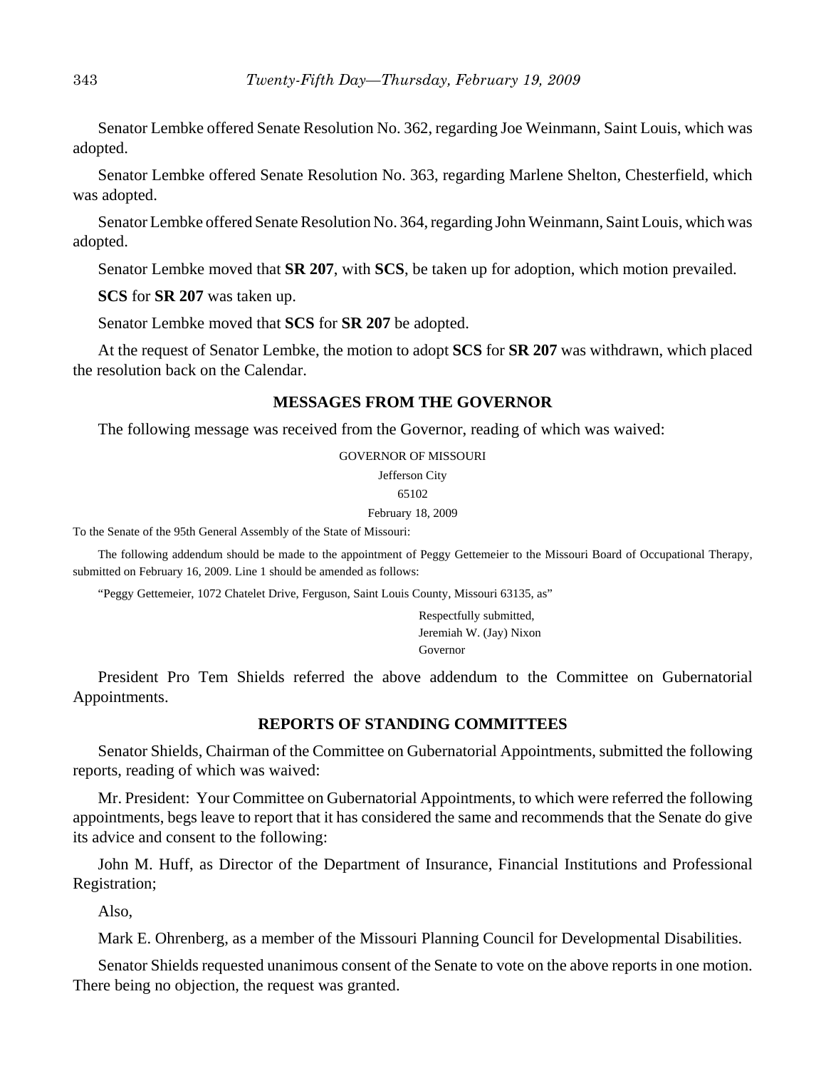Senator Lembke offered Senate Resolution No. 362, regarding Joe Weinmann, Saint Louis, which was adopted.

Senator Lembke offered Senate Resolution No. 363, regarding Marlene Shelton, Chesterfield, which was adopted.

Senator Lembke offered Senate Resolution No. 364, regarding John Weinmann, Saint Louis, which was adopted.

Senator Lembke moved that **SR 207**, with **SCS**, be taken up for adoption, which motion prevailed.

**SCS** for **SR 207** was taken up.

Senator Lembke moved that **SCS** for **SR 207** be adopted.

At the request of Senator Lembke, the motion to adopt **SCS** for **SR 207** was withdrawn, which placed the resolution back on the Calendar.

## MESSAGES FROM THE GOVERNOR

The following message was received from the Governor, reading of which was waived:

GOVERNOR OF MISSOURI
Jefferson City
65102
February 18, 2009

To the Senate of the 95th General Assembly of the State of Missouri:

The following addendum should be made to the appointment of Peggy Gettemeier to the Missouri Board of Occupational Therapy, submitted on February 16, 2009. Line 1 should be amended as follows:

"Peggy Gettemeier, 1072 Chatelet Drive, Ferguson, Saint Louis County, Missouri 63135, as"

Respectfully submitted,
Jeremiah W. (Jay) Nixon
Governor

President Pro Tem Shields referred the above addendum to the Committee on Gubernatorial Appointments.

## REPORTS OF STANDING COMMITTEES

Senator Shields, Chairman of the Committee on Gubernatorial Appointments, submitted the following reports, reading of which was waived:

Mr. President: Your Committee on Gubernatorial Appointments, to which were referred the following appointments, begs leave to report that it has considered the same and recommends that the Senate do give its advice and consent to the following:

John M. Huff, as Director of the Department of Insurance, Financial Institutions and Professional Registration;

Also,

Mark E. Ohrenberg, as a member of the Missouri Planning Council for Developmental Disabilities.

Senator Shields requested unanimous consent of the Senate to vote on the above reports in one motion. There being no objection, the request was granted.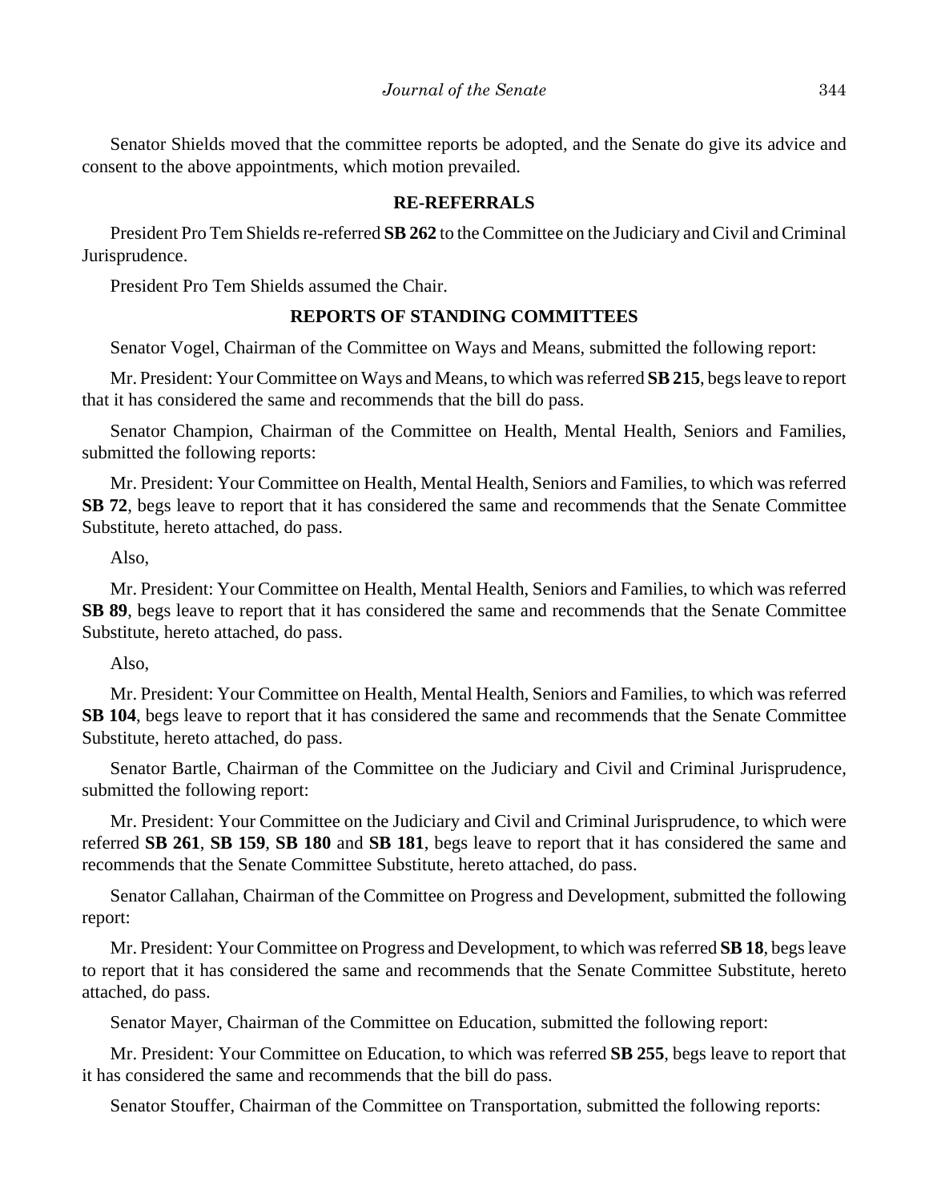Senator Shields moved that the committee reports be adopted, and the Senate do give its advice and consent to the above appointments, which motion prevailed.

## RE-REFERRALS

President Pro Tem Shields re-referred **SB 262** to the Committee on the Judiciary and Civil and Criminal Jurisprudence.

President Pro Tem Shields assumed the Chair.

## REPORTS OF STANDING COMMITTEES

Senator Vogel, Chairman of the Committee on Ways and Means, submitted the following report:

Mr. President: Your Committee on Ways and Means, to which was referred **SB 215**, begs leave to report that it has considered the same and recommends that the bill do pass.

Senator Champion, Chairman of the Committee on Health, Mental Health, Seniors and Families, submitted the following reports:

Mr. President: Your Committee on Health, Mental Health, Seniors and Families, to which was referred **SB 72**, begs leave to report that it has considered the same and recommends that the Senate Committee Substitute, hereto attached, do pass.

Also,

Mr. President: Your Committee on Health, Mental Health, Seniors and Families, to which was referred **SB 89**, begs leave to report that it has considered the same and recommends that the Senate Committee Substitute, hereto attached, do pass.

Also,

Mr. President: Your Committee on Health, Mental Health, Seniors and Families, to which was referred **SB 104**, begs leave to report that it has considered the same and recommends that the Senate Committee Substitute, hereto attached, do pass.

Senator Bartle, Chairman of the Committee on the Judiciary and Civil and Criminal Jurisprudence, submitted the following report:

Mr. President: Your Committee on the Judiciary and Civil and Criminal Jurisprudence, to which were referred **SB 261**, **SB 159**, **SB 180** and **SB 181**, begs leave to report that it has considered the same and recommends that the Senate Committee Substitute, hereto attached, do pass.

Senator Callahan, Chairman of the Committee on Progress and Development, submitted the following report:

Mr. President: Your Committee on Progress and Development, to which was referred **SB 18**, begs leave to report that it has considered the same and recommends that the Senate Committee Substitute, hereto attached, do pass.

Senator Mayer, Chairman of the Committee on Education, submitted the following report:

Mr. President: Your Committee on Education, to which was referred **SB 255**, begs leave to report that it has considered the same and recommends that the bill do pass.

Senator Stouffer, Chairman of the Committee on Transportation, submitted the following reports: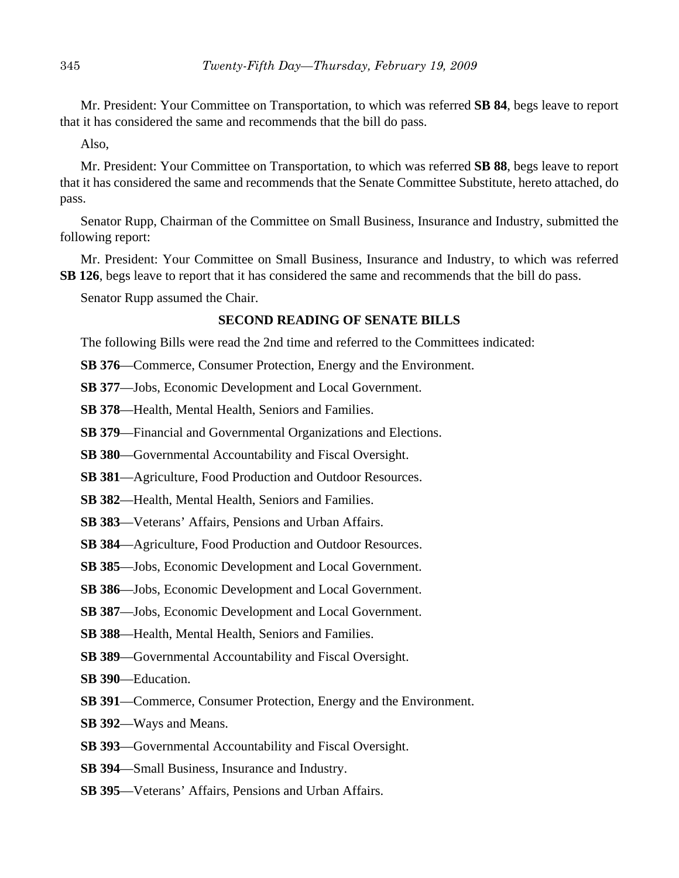Mr. President: Your Committee on Transportation, to which was referred **SB 84**, begs leave to report that it has considered the same and recommends that the bill do pass.

Also,

Mr. President: Your Committee on Transportation, to which was referred **SB 88**, begs leave to report that it has considered the same and recommends that the Senate Committee Substitute, hereto attached, do pass.

Senator Rupp, Chairman of the Committee on Small Business, Insurance and Industry, submitted the following report:

Mr. President: Your Committee on Small Business, Insurance and Industry, to which was referred **SB 126**, begs leave to report that it has considered the same and recommends that the bill do pass.

Senator Rupp assumed the Chair.

**SECOND READING OF SENATE BILLS**

The following Bills were read the 2nd time and referred to the Committees indicated:

**SB 376**—Commerce, Consumer Protection, Energy and the Environment.

**SB 377**—Jobs, Economic Development and Local Government.

**SB 378**—Health, Mental Health, Seniors and Families.

**SB 379**—Financial and Governmental Organizations and Elections.

**SB 380**—Governmental Accountability and Fiscal Oversight.

**SB 381**—Agriculture, Food Production and Outdoor Resources.

**SB 382**—Health, Mental Health, Seniors and Families.

**SB 383**—Veterans' Affairs, Pensions and Urban Affairs.

**SB 384**—Agriculture, Food Production and Outdoor Resources.

**SB 385**—Jobs, Economic Development and Local Government.

**SB 386**—Jobs, Economic Development and Local Government.

**SB 387**—Jobs, Economic Development and Local Government.

**SB 388**—Health, Mental Health, Seniors and Families.

**SB 389**—Governmental Accountability and Fiscal Oversight.

**SB 390**—Education.

**SB 391**—Commerce, Consumer Protection, Energy and the Environment.

**SB 392**—Ways and Means.

**SB 393**—Governmental Accountability and Fiscal Oversight.

**SB 394**—Small Business, Insurance and Industry.

**SB 395**—Veterans' Affairs, Pensions and Urban Affairs.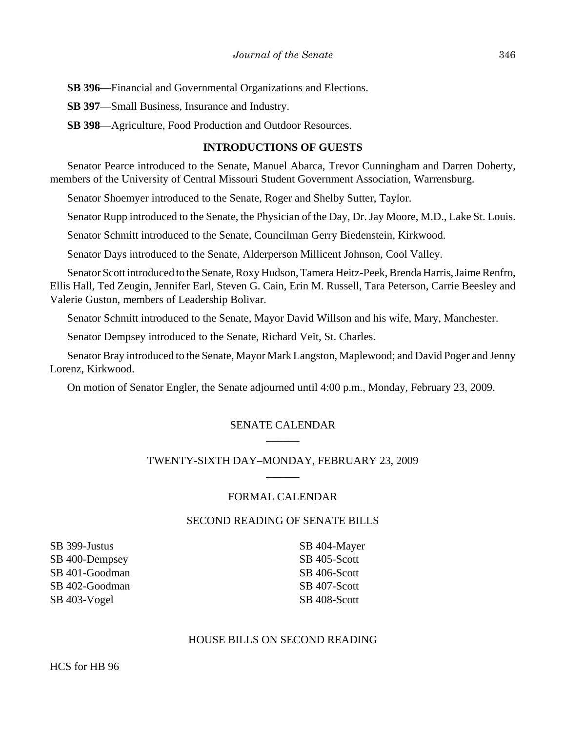**SB 396**—Financial and Governmental Organizations and Elections.

**SB 397**—Small Business, Insurance and Industry.

**SB 398**—Agriculture, Food Production and Outdoor Resources.

## INTRODUCTIONS OF GUESTS

Senator Pearce introduced to the Senate, Manuel Abarca, Trevor Cunningham and Darren Doherty, members of the University of Central Missouri Student Government Association, Warrensburg.

Senator Shoemyer introduced to the Senate, Roger and Shelby Sutter, Taylor.

Senator Rupp introduced to the Senate, the Physician of the Day, Dr. Jay Moore, M.D., Lake St. Louis.

Senator Schmitt introduced to the Senate, Councilman Gerry Biedenstein, Kirkwood.

Senator Days introduced to the Senate, Alderperson Millicent Johnson, Cool Valley.

Senator Scott introduced to the Senate, Roxy Hudson, Tamera Heitz-Peek, Brenda Harris, Jaime Renfro, Ellis Hall, Ted Zeugin, Jennifer Earl, Steven G. Cain, Erin M. Russell, Tara Peterson, Carrie Beesley and Valerie Guston, members of Leadership Bolivar.

Senator Schmitt introduced to the Senate, Mayor David Willson and his wife, Mary, Manchester.

Senator Dempsey introduced to the Senate, Richard Veit, St. Charles.

Senator Bray introduced to the Senate, Mayor Mark Langston, Maplewood; and David Poger and Jenny Lorenz, Kirkwood.

On motion of Senator Engler, the Senate adjourned until 4:00 p.m., Monday, February 23, 2009.

## SENATE CALENDAR

## TWENTY-SIXTH DAY–MONDAY, FEBRUARY 23, 2009

## FORMAL CALENDAR

### SECOND READING OF SENATE BILLS

SB 399-Justus
SB 400-Dempsey
SB 401-Goodman
SB 402-Goodman
SB 403-Vogel
SB 404-Mayer
SB 405-Scott
SB 406-Scott
SB 407-Scott
SB 408-Scott

### HOUSE BILLS ON SECOND READING

HCS for HB 96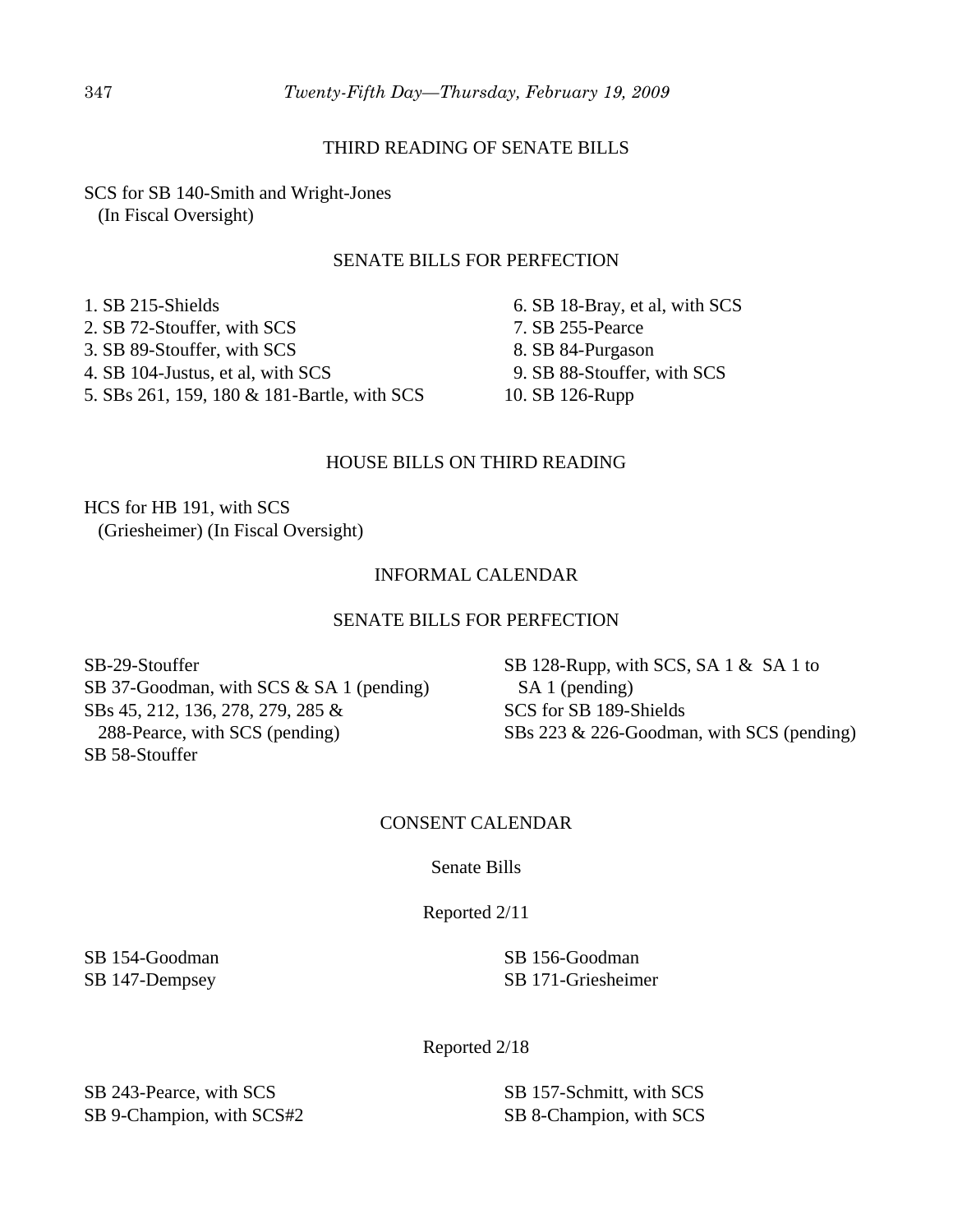## THIRD READING OF SENATE BILLS

SCS for SB 140-Smith and Wright-Jones
(In Fiscal Oversight)

## SENATE BILLS FOR PERFECTION

1. SB 215-Shields
2. SB 72-Stouffer, with SCS
3. SB 89-Stouffer, with SCS
4. SB 104-Justus, et al, with SCS
5. SBs 261, 159, 180 & 181-Bartle, with SCS
6. SB 18-Bray, et al, with SCS
7. SB 255-Pearce
8. SB 84-Purgason
9. SB 88-Stouffer, with SCS
10. SB 126-Rupp

## HOUSE BILLS ON THIRD READING

HCS for HB 191, with SCS
(Griesheimer) (In Fiscal Oversight)

## INFORMAL CALENDAR

## SENATE BILLS FOR PERFECTION

SB-29-Stouffer
SB 37-Goodman, with SCS & SA 1 (pending)
SBs 45, 212, 136, 278, 279, 285 & 288-Pearce, with SCS (pending)
SB 58-Stouffer
SB 128-Rupp, with SCS, SA 1 & SA 1 to SA 1 (pending)
SCS for SB 189-Shields
SBs 223 & 226-Goodman, with SCS (pending)

## CONSENT CALENDAR

### Senate Bills

Reported 2/11

SB 154-Goodman
SB 147-Dempsey
SB 156-Goodman
SB 171-Griesheimer

Reported 2/18

SB 243-Pearce, with SCS
SB 9-Champion, with SCS#2
SB 157-Schmitt, with SCS
SB 8-Champion, with SCS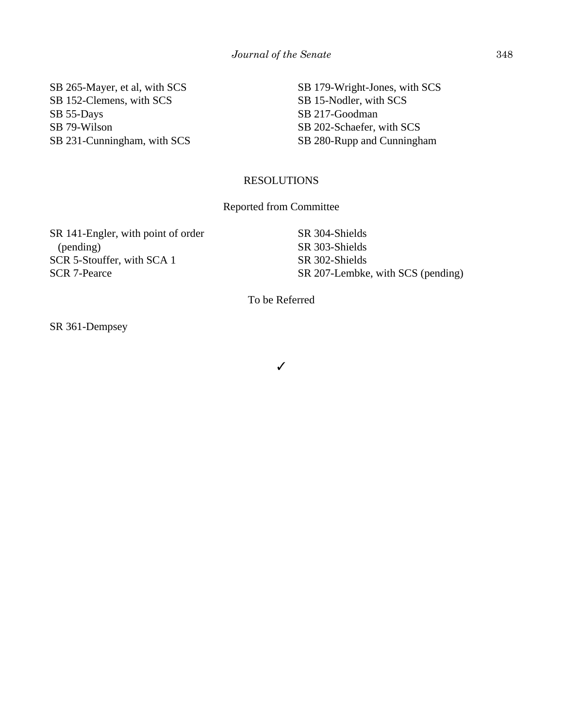SB 265-Mayer, et al, with SCS
SB 152-Clemens, with SCS
SB 55-Days
SB 79-Wilson
SB 231-Cunningham, with SCS
SB 179-Wright-Jones, with SCS
SB 15-Nodler, with SCS
SB 217-Goodman
SB 202-Schaefer, with SCS
SB 280-Rupp and Cunningham

## RESOLUTIONS

### Reported from Committee

SR 141-Engler, with point of order (pending)
SCR 5-Stouffer, with SCA 1
SCR 7-Pearce
SR 304-Shields
SR 303-Shields
SR 302-Shields
SR 207-Lembke, with SCS (pending)

### To be Referred

SR 361-Dempsey

✓